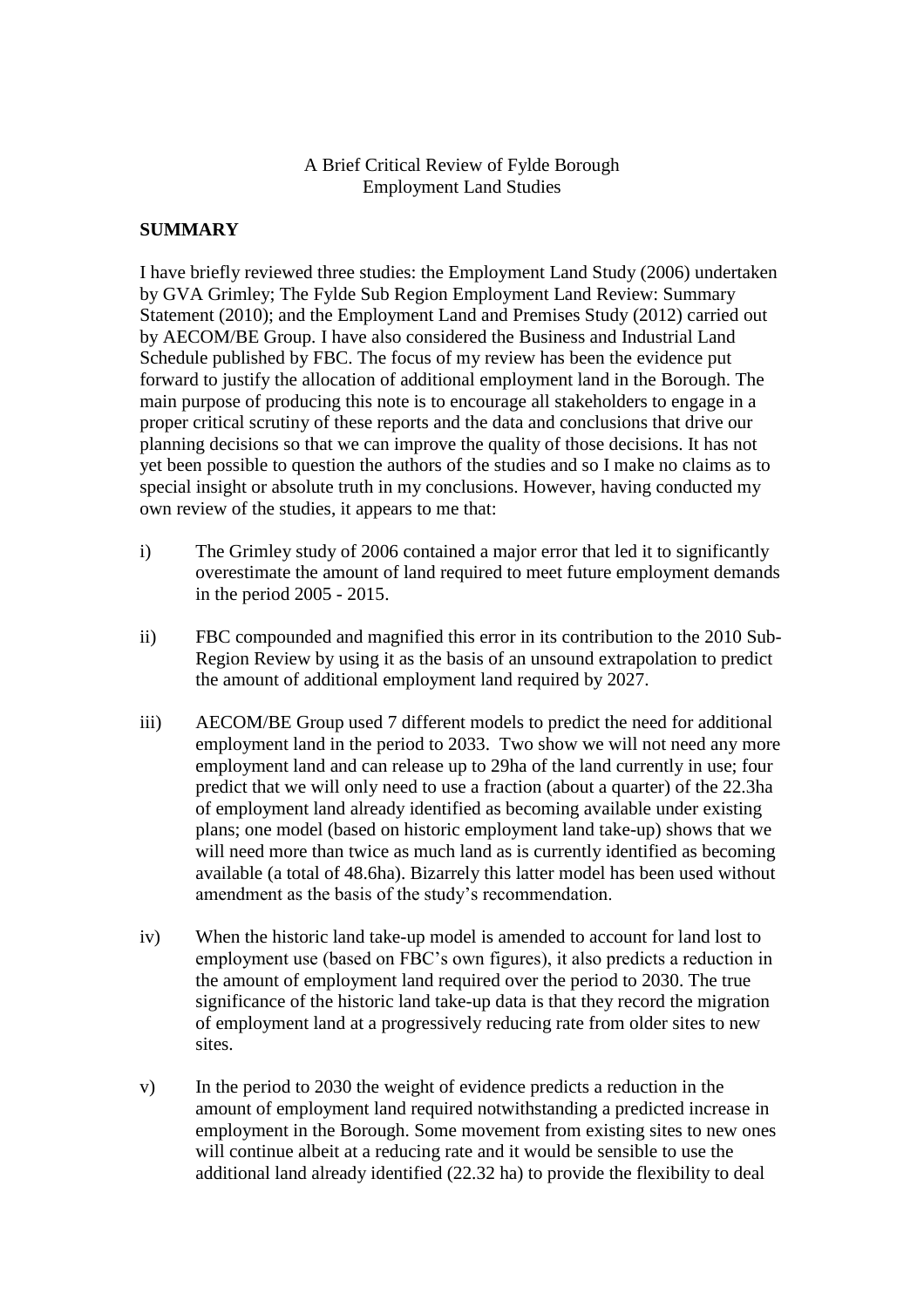# A Brief Critical Review of Fylde Borough Employment Land Studies

## SUMMARY

I have briefly reviewed three studies: the Employment Land Study (2006) undertaken by GVA Grimley; The Fylde Sub Region Employment Land Review: Summary Statement (2010); and the Employment Land and Premises Study (2012) carried out by AECOM/BE Group. I have also considered the Business and Industrial Land Schedule published by FBC. The focus of my review has been the evidence put forward to justify the allocation of additional employment land in the Borough. The main purpose of producing this note is to encourage all stakeholders to engage in a proper critical scrutiny of these reports and the data and conclusions that drive our planning decisions so that we can improve the quality of those decisions. It has not yet been possible to question the authors of the studies and so I make no claims as to special insight or absolute truth in my conclusions. However, having conducted my own review of the studies, it appears to me that:

i) The Grimley study of 2006 contained a major error that led it to significantly overestimate the amount of land required to meet future employment demands in the period 2005 - 2015.

ii) FBC compounded and magnified this error in its contribution to the 2010 Sub-Region Review by using it as the basis of an unsound extrapolation to predict the amount of additional employment land required by 2027.

iii) AECOM/BE Group used 7 different models to predict the need for additional employment land in the period to 2033. Two show we will not need any more employment land and can release up to 29ha of the land currently in use; four predict that we will only need to use a fraction (about a quarter) of the 22.3ha of employment land already identified as becoming available under existing plans; one model (based on historic employment land take-up) shows that we will need more than twice as much land as is currently identified as becoming available (a total of 48.6ha). Bizarrely this latter model has been used without amendment as the basis of the study's recommendation.

iv) When the historic land take-up model is amended to account for land lost to employment use (based on FBC's own figures), it also predicts a reduction in the amount of employment land required over the period to 2030. The true significance of the historic land take-up data is that they record the migration of employment land at a progressively reducing rate from older sites to new sites.

v) In the period to 2030 the weight of evidence predicts a reduction in the amount of employment land required notwithstanding a predicted increase in employment in the Borough. Some movement from existing sites to new ones will continue albeit at a reducing rate and it would be sensible to use the additional land already identified (22.32 ha) to provide the flexibility to deal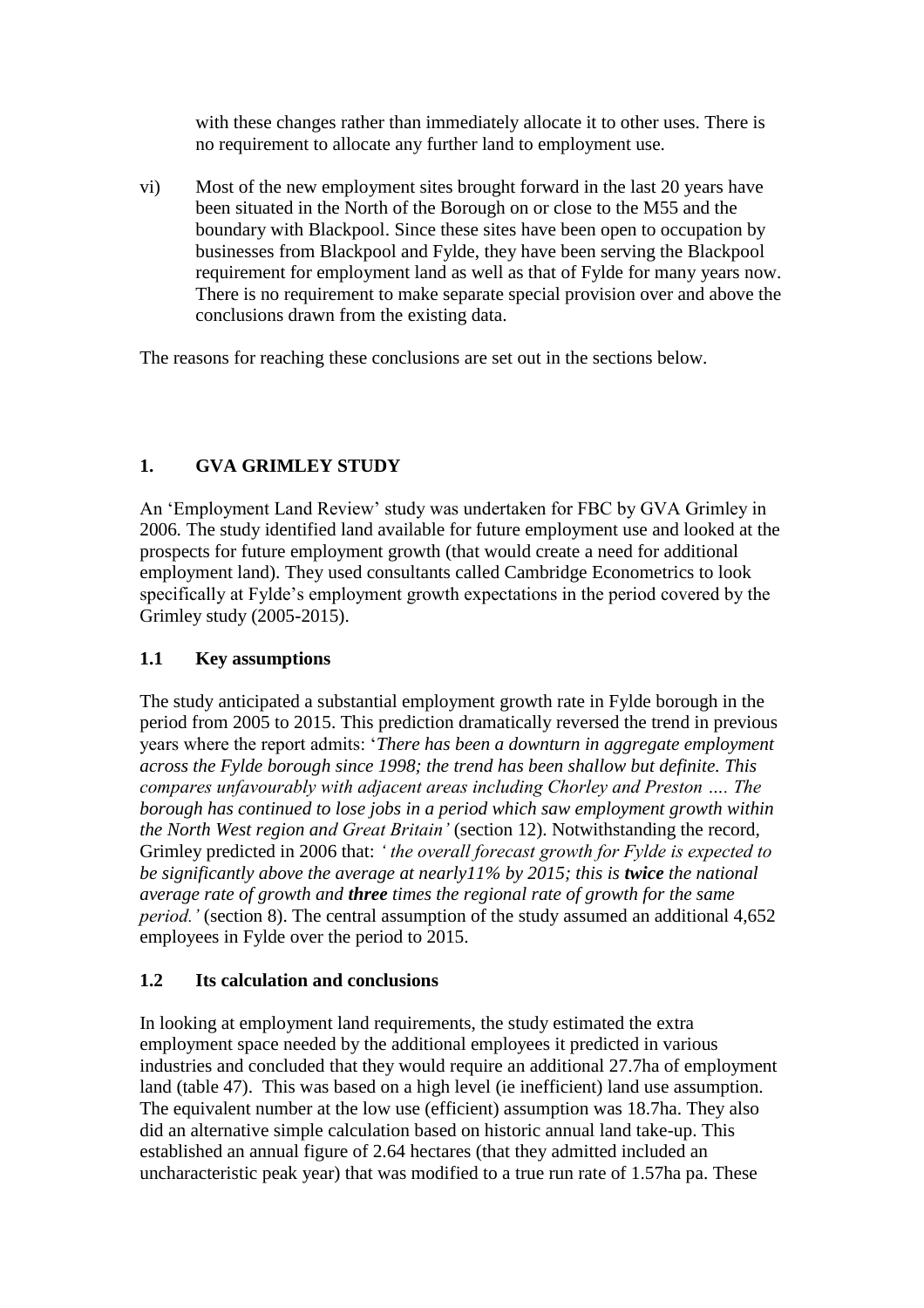with these changes rather than immediately allocate it to other uses. There is no requirement to allocate any further land to employment use.

vi) Most of the new employment sites brought forward in the last 20 years have been situated in the North of the Borough on or close to the M55 and the boundary with Blackpool. Since these sites have been open to occupation by businesses from Blackpool and Fylde, they have been serving the Blackpool requirement for employment land as well as that of Fylde for many years now. There is no requirement to make separate special provision over and above the conclusions drawn from the existing data.

The reasons for reaching these conclusions are set out in the sections below.

## 1. GVA GRIMLEY STUDY

An 'Employment Land Review' study was undertaken for FBC by GVA Grimley in 2006. The study identified land available for future employment use and looked at the prospects for future employment growth (that would create a need for additional employment land). They used consultants called Cambridge Econometrics to look specifically at Fylde's employment growth expectations in the period covered by the Grimley study (2005-2015).

### 1.1 Key assumptions

The study anticipated a substantial employment growth rate in Fylde borough in the period from 2005 to 2015. This prediction dramatically reversed the trend in previous years where the report admits: '*There has been a downturn in aggregate employment across the Fylde borough since 1998; the trend has been shallow but definite. This compares unfavourably with adjacent areas including Chorley and Preston …. The borough has continued to lose jobs in a period which saw employment growth within the North West region and Great Britain'* (section 12). Notwithstanding the record, Grimley predicted in 2006 that: *' the overall forecast growth for Fylde is expected to be significantly above the average at nearly11% by 2015; this is **twice** the national average rate of growth and **three** times the regional rate of growth for the same period.'* (section 8). The central assumption of the study assumed an additional 4,652 employees in Fylde over the period to 2015.

### 1.2 Its calculation and conclusions

In looking at employment land requirements, the study estimated the extra employment space needed by the additional employees it predicted in various industries and concluded that they would require an additional 27.7ha of employment land (table 47). This was based on a high level (ie inefficient) land use assumption. The equivalent number at the low use (efficient) assumption was 18.7ha. They also did an alternative simple calculation based on historic annual land take-up. This established an annual figure of 2.64 hectares (that they admitted included an uncharacteristic peak year) that was modified to a true run rate of 1.57ha pa. These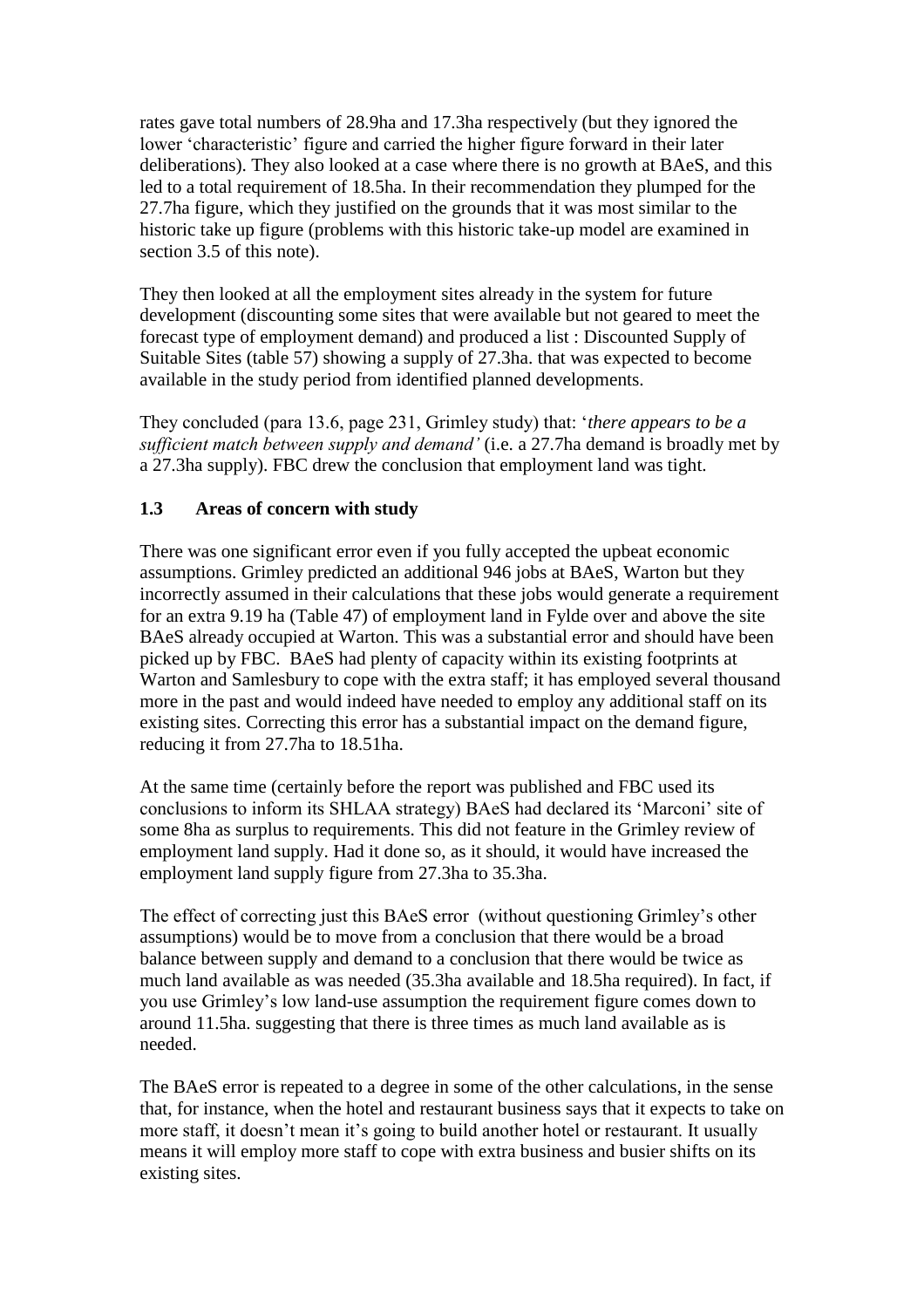rates gave total numbers of 28.9ha and 17.3ha respectively (but they ignored the lower 'characteristic' figure and carried the higher figure forward in their later deliberations). They also looked at a case where there is no growth at BAeS, and this led to a total requirement of 18.5ha. In their recommendation they plumped for the 27.7ha figure, which they justified on the grounds that it was most similar to the historic take up figure (problems with this historic take-up model are examined in section 3.5 of this note).

They then looked at all the employment sites already in the system for future development (discounting some sites that were available but not geared to meet the forecast type of employment demand) and produced a list : Discounted Supply of Suitable Sites (table 57) showing a supply of 27.3ha. that was expected to become available in the study period from identified planned developments.

They concluded (para 13.6, page 231, Grimley study) that: '*there appears to be a sufficient match between supply and demand'* (i.e. a 27.7ha demand is broadly met by a 27.3ha supply). FBC drew the conclusion that employment land was tight.

### 1.3 Areas of concern with study

There was one significant error even if you fully accepted the upbeat economic assumptions. Grimley predicted an additional 946 jobs at BAeS, Warton but they incorrectly assumed in their calculations that these jobs would generate a requirement for an extra 9.19 ha (Table 47) of employment land in Fylde over and above the site BAeS already occupied at Warton. This was a substantial error and should have been picked up by FBC. BAeS had plenty of capacity within its existing footprints at Warton and Samlesbury to cope with the extra staff; it has employed several thousand more in the past and would indeed have needed to employ any additional staff on its existing sites. Correcting this error has a substantial impact on the demand figure, reducing it from 27.7ha to 18.51ha.

At the same time (certainly before the report was published and FBC used its conclusions to inform its SHLAA strategy) BAeS had declared its 'Marconi' site of some 8ha as surplus to requirements. This did not feature in the Grimley review of employment land supply. Had it done so, as it should, it would have increased the employment land supply figure from 27.3ha to 35.3ha.

The effect of correcting just this BAeS error (without questioning Grimley's other assumptions) would be to move from a conclusion that there would be a broad balance between supply and demand to a conclusion that there would be twice as much land available as was needed (35.3ha available and 18.5ha required). In fact, if you use Grimley's low land-use assumption the requirement figure comes down to around 11.5ha. suggesting that there is three times as much land available as is needed.

The BAeS error is repeated to a degree in some of the other calculations, in the sense that, for instance, when the hotel and restaurant business says that it expects to take on more staff, it doesn't mean it's going to build another hotel or restaurant. It usually means it will employ more staff to cope with extra business and busier shifts on its existing sites.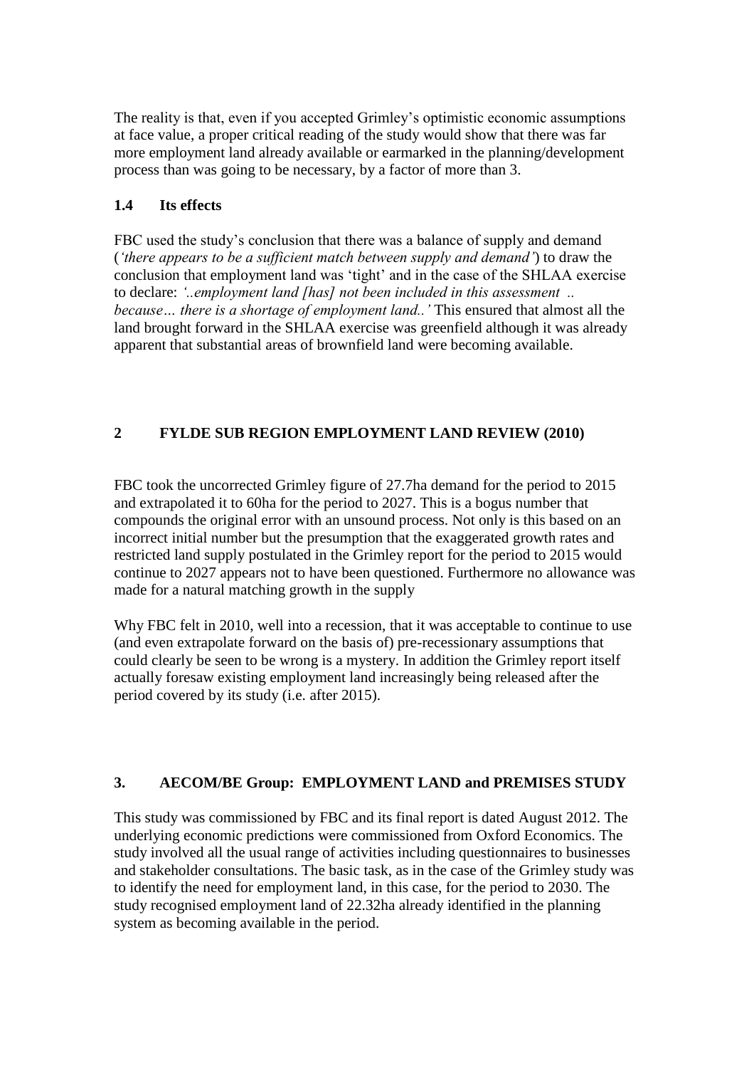The reality is that, even if you accepted Grimley's optimistic economic assumptions at face value, a proper critical reading of the study would show that there was far more employment land already available or earmarked in the planning/development process than was going to be necessary, by a factor of more than 3.

### 1.4 Its effects

FBC used the study's conclusion that there was a balance of supply and demand (*'there appears to be a sufficient match between supply and demand'*) to draw the conclusion that employment land was 'tight' and in the case of the SHLAA exercise to declare: *'..employment land [has] not been included in this assessment .. because… there is a shortage of employment land..'* This ensured that almost all the land brought forward in the SHLAA exercise was greenfield although it was already apparent that substantial areas of brownfield land were becoming available.

## 2 FYLDE SUB REGION EMPLOYMENT LAND REVIEW (2010)

FBC took the uncorrected Grimley figure of 27.7ha demand for the period to 2015 and extrapolated it to 60ha for the period to 2027. This is a bogus number that compounds the original error with an unsound process. Not only is this based on an incorrect initial number but the presumption that the exaggerated growth rates and restricted land supply postulated in the Grimley report for the period to 2015 would continue to 2027 appears not to have been questioned. Furthermore no allowance was made for a natural matching growth in the supply

Why FBC felt in 2010, well into a recession, that it was acceptable to continue to use (and even extrapolate forward on the basis of) pre-recessionary assumptions that could clearly be seen to be wrong is a mystery. In addition the Grimley report itself actually foresaw existing employment land increasingly being released after the period covered by its study (i.e. after 2015).

## 3. AECOM/BE Group: EMPLOYMENT LAND and PREMISES STUDY

This study was commissioned by FBC and its final report is dated August 2012. The underlying economic predictions were commissioned from Oxford Economics. The study involved all the usual range of activities including questionnaires to businesses and stakeholder consultations. The basic task, as in the case of the Grimley study was to identify the need for employment land, in this case, for the period to 2030. The study recognised employment land of 22.32ha already identified in the planning system as becoming available in the period.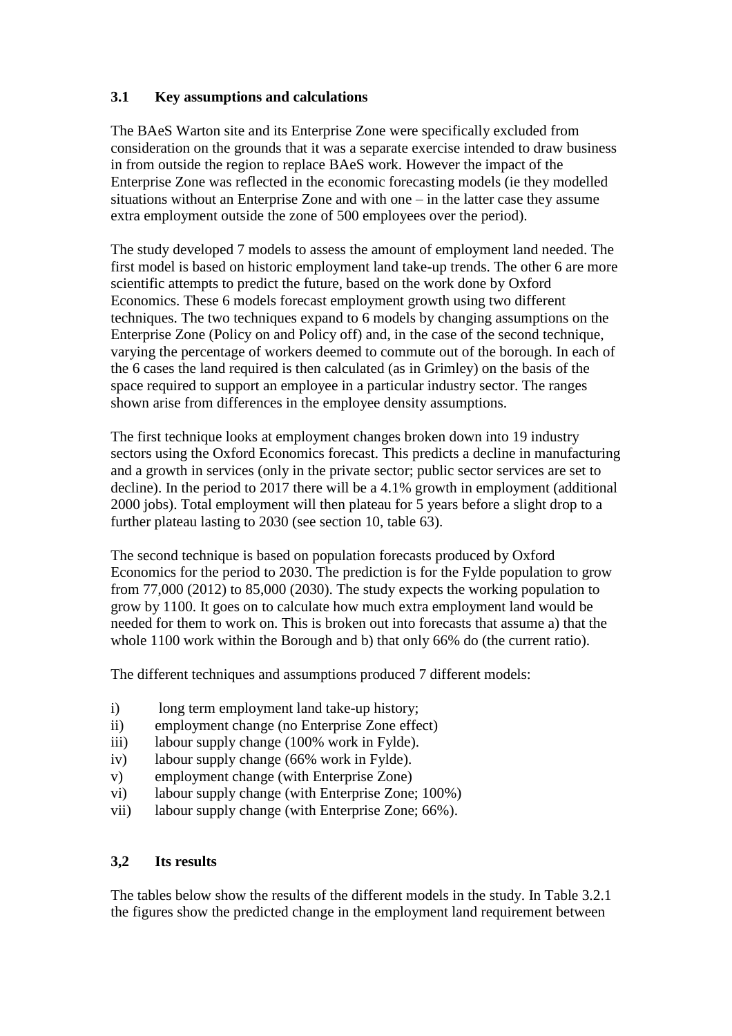### 3.1 Key assumptions and calculations

The BAeS Warton site and its Enterprise Zone were specifically excluded from consideration on the grounds that it was a separate exercise intended to draw business in from outside the region to replace BAeS work. However the impact of the Enterprise Zone was reflected in the economic forecasting models (ie they modelled situations without an Enterprise Zone and with one – in the latter case they assume extra employment outside the zone of 500 employees over the period).

The study developed 7 models to assess the amount of employment land needed. The first model is based on historic employment land take-up trends. The other 6 are more scientific attempts to predict the future, based on the work done by Oxford Economics. These 6 models forecast employment growth using two different techniques. The two techniques expand to 6 models by changing assumptions on the Enterprise Zone (Policy on and Policy off) and, in the case of the second technique, varying the percentage of workers deemed to commute out of the borough. In each of the 6 cases the land required is then calculated (as in Grimley) on the basis of the space required to support an employee in a particular industry sector. The ranges shown arise from differences in the employee density assumptions.

The first technique looks at employment changes broken down into 19 industry sectors using the Oxford Economics forecast. This predicts a decline in manufacturing and a growth in services (only in the private sector; public sector services are set to decline). In the period to 2017 there will be a 4.1% growth in employment (additional 2000 jobs). Total employment will then plateau for 5 years before a slight drop to a further plateau lasting to 2030 (see section 10, table 63).

The second technique is based on population forecasts produced by Oxford Economics for the period to 2030. The prediction is for the Fylde population to grow from 77,000 (2012) to 85,000 (2030). The study expects the working population to grow by 1100. It goes on to calculate how much extra employment land would be needed for them to work on. This is broken out into forecasts that assume a) that the whole 1100 work within the Borough and b) that only 66% do (the current ratio).

The different techniques and assumptions produced 7 different models:

i) long term employment land take-up history;
ii) employment change (no Enterprise Zone effect)
iii) labour supply change (100% work in Fylde).
iv) labour supply change (66% work in Fylde).
v) employment change (with Enterprise Zone)
vi) labour supply change (with Enterprise Zone; 100%)
vii) labour supply change (with Enterprise Zone; 66%).

### 3,2 Its results

The tables below show the results of the different models in the study. In Table 3.2.1 the figures show the predicted change in the employment land requirement between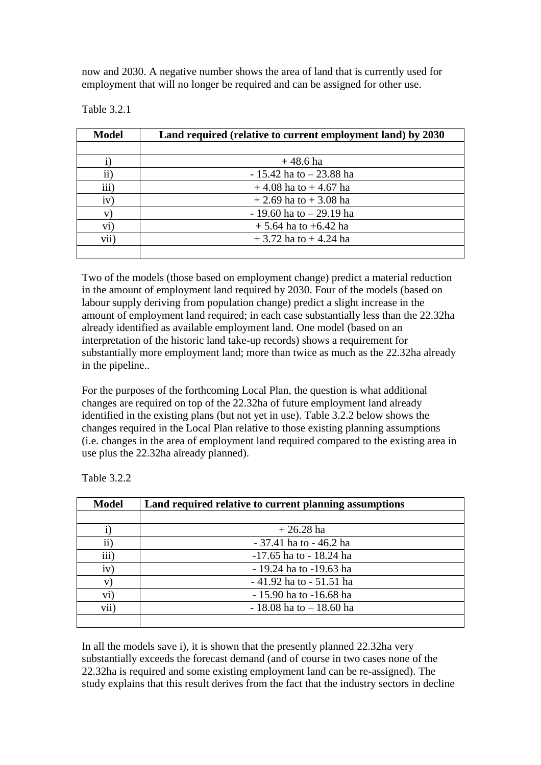now and 2030. A negative number shows the area of land that is currently used for employment that will no longer be required and can be assigned for other use.

Table 3.2.1

| Model | Land required (relative to current employment land) by 2030 |
|---|---|
| | |
| i) | + 48.6 ha |
| ii) | - 15.42 ha to – 23.88 ha |
| iii) | + 4.08 ha to + 4.67 ha |
| iv) | + 2.69 ha to + 3.08 ha |
| v) | - 19.60 ha to – 29.19 ha |
| vi) | + 5.64 ha to +6.42 ha |
| vii) | + 3.72 ha to + 4.24 ha |
| | |

Two of the models (those based on employment change) predict a material reduction in the amount of employment land required by 2030. Four of the models (based on labour supply deriving from population change) predict a slight increase in the amount of employment land required; in each case substantially less than the 22.32ha already identified as available employment land. One model (based on an interpretation of the historic land take-up records) shows a requirement for substantially more employment land; more than twice as much as the 22.32ha already in the pipeline..

For the purposes of the forthcoming Local Plan, the question is what additional changes are required on top of the 22.32ha of future employment land already identified in the existing plans (but not yet in use). Table 3.2.2 below shows the changes required in the Local Plan relative to those existing planning assumptions (i.e. changes in the area of employment land required compared to the existing area in use plus the 22.32ha already planned).

Table 3.2.2

| Model | Land required relative to current planning assumptions |
|---|---|
| | |
| i) | + 26.28 ha |
| ii) | - 37.41 ha to - 46.2 ha |
| iii) | -17.65 ha to - 18.24 ha |
| iv) | - 19.24 ha to -19.63 ha |
| v) | - 41.92 ha to - 51.51 ha |
| vi) | - 15.90 ha to -16.68 ha |
| vii) | - 18.08 ha to – 18.60 ha |
| | |

In all the models save i), it is shown that the presently planned 22.32ha very substantially exceeds the forecast demand (and of course in two cases none of the 22.32ha is required and some existing employment land can be re-assigned). The study explains that this result derives from the fact that the industry sectors in decline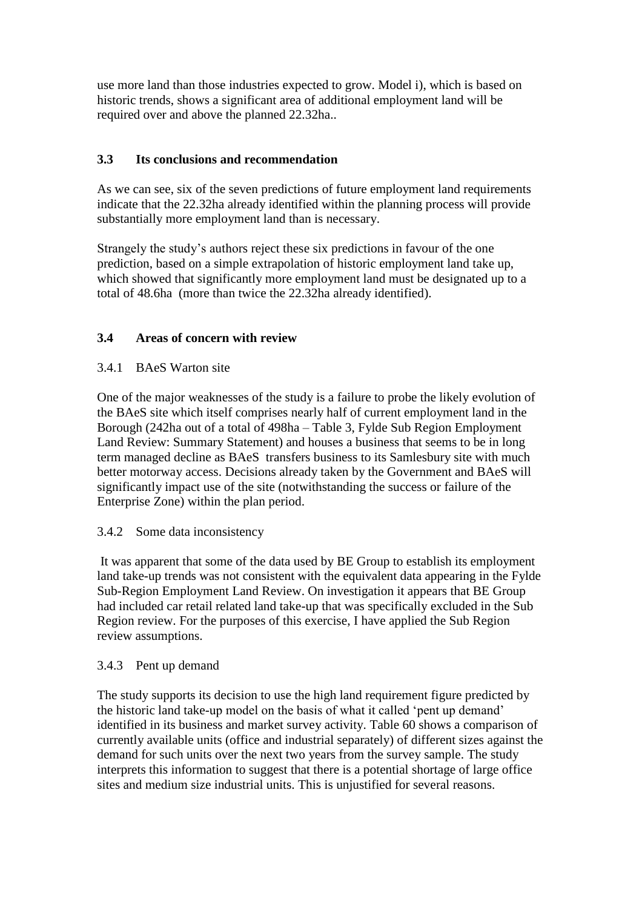use more land than those industries expected to grow. Model i), which is based on historic trends, shows a significant area of additional employment land will be required over and above the planned 22.32ha..

### 3.3 Its conclusions and recommendation

As we can see, six of the seven predictions of future employment land requirements indicate that the 22.32ha already identified within the planning process will provide substantially more employment land than is necessary.

Strangely the study's authors reject these six predictions in favour of the one prediction, based on a simple extrapolation of historic employment land take up, which showed that significantly more employment land must be designated up to a total of 48.6ha (more than twice the 22.32ha already identified).

### 3.4 Areas of concern with review

#### 3.4.1 BAeS Warton site

One of the major weaknesses of the study is a failure to probe the likely evolution of the BAeS site which itself comprises nearly half of current employment land in the Borough (242ha out of a total of 498ha – Table 3, Fylde Sub Region Employment Land Review: Summary Statement) and houses a business that seems to be in long term managed decline as BAeS transfers business to its Samlesbury site with much better motorway access. Decisions already taken by the Government and BAeS will significantly impact use of the site (notwithstanding the success or failure of the Enterprise Zone) within the plan period.

#### 3.4.2 Some data inconsistency

It was apparent that some of the data used by BE Group to establish its employment land take-up trends was not consistent with the equivalent data appearing in the Fylde Sub-Region Employment Land Review. On investigation it appears that BE Group had included car retail related land take-up that was specifically excluded in the Sub Region review. For the purposes of this exercise, I have applied the Sub Region review assumptions.

#### 3.4.3 Pent up demand

The study supports its decision to use the high land requirement figure predicted by the historic land take-up model on the basis of what it called 'pent up demand' identified in its business and market survey activity. Table 60 shows a comparison of currently available units (office and industrial separately) of different sizes against the demand for such units over the next two years from the survey sample. The study interprets this information to suggest that there is a potential shortage of large office sites and medium size industrial units. This is unjustified for several reasons.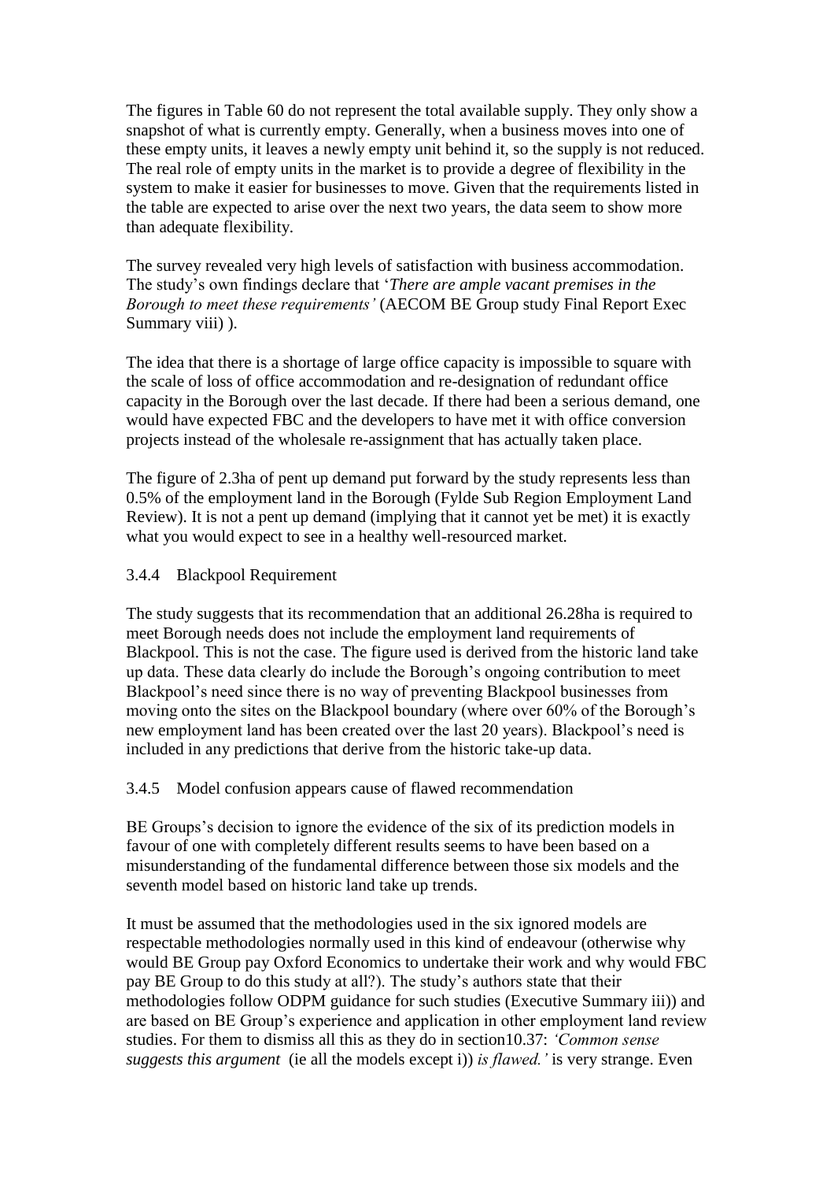The figures in Table 60 do not represent the total available supply. They only show a snapshot of what is currently empty. Generally, when a business moves into one of these empty units, it leaves a newly empty unit behind it, so the supply is not reduced. The real role of empty units in the market is to provide a degree of flexibility in the system to make it easier for businesses to move. Given that the requirements listed in the table are expected to arise over the next two years, the data seem to show more than adequate flexibility.

The survey revealed very high levels of satisfaction with business accommodation. The study's own findings declare that '*There are ample vacant premises in the Borough to meet these requirements'* (AECOM BE Group study Final Report Exec Summary viii) ).

The idea that there is a shortage of large office capacity is impossible to square with the scale of loss of office accommodation and re-designation of redundant office capacity in the Borough over the last decade. If there had been a serious demand, one would have expected FBC and the developers to have met it with office conversion projects instead of the wholesale re-assignment that has actually taken place.

The figure of 2.3ha of pent up demand put forward by the study represents less than 0.5% of the employment land in the Borough (Fylde Sub Region Employment Land Review). It is not a pent up demand (implying that it cannot yet be met) it is exactly what you would expect to see in a healthy well-resourced market.

### 3.4.4 Blackpool Requirement

The study suggests that its recommendation that an additional 26.28ha is required to meet Borough needs does not include the employment land requirements of Blackpool. This is not the case. The figure used is derived from the historic land take up data. These data clearly do include the Borough's ongoing contribution to meet Blackpool's need since there is no way of preventing Blackpool businesses from moving onto the sites on the Blackpool boundary (where over 60% of the Borough's new employment land has been created over the last 20 years). Blackpool's need is included in any predictions that derive from the historic take-up data.

### 3.4.5 Model confusion appears cause of flawed recommendation

BE Groups's decision to ignore the evidence of the six of its prediction models in favour of one with completely different results seems to have been based on a misunderstanding of the fundamental difference between those six models and the seventh model based on historic land take up trends.

It must be assumed that the methodologies used in the six ignored models are respectable methodologies normally used in this kind of endeavour (otherwise why would BE Group pay Oxford Economics to undertake their work and why would FBC pay BE Group to do this study at all?). The study's authors state that their methodologies follow ODPM guidance for such studies (Executive Summary iii)) and are based on BE Group's experience and application in other employment land review studies. For them to dismiss all this as they do in section10.37: *'Common sense suggests this argument* (ie all the models except i)) *is flawed.'* is very strange. Even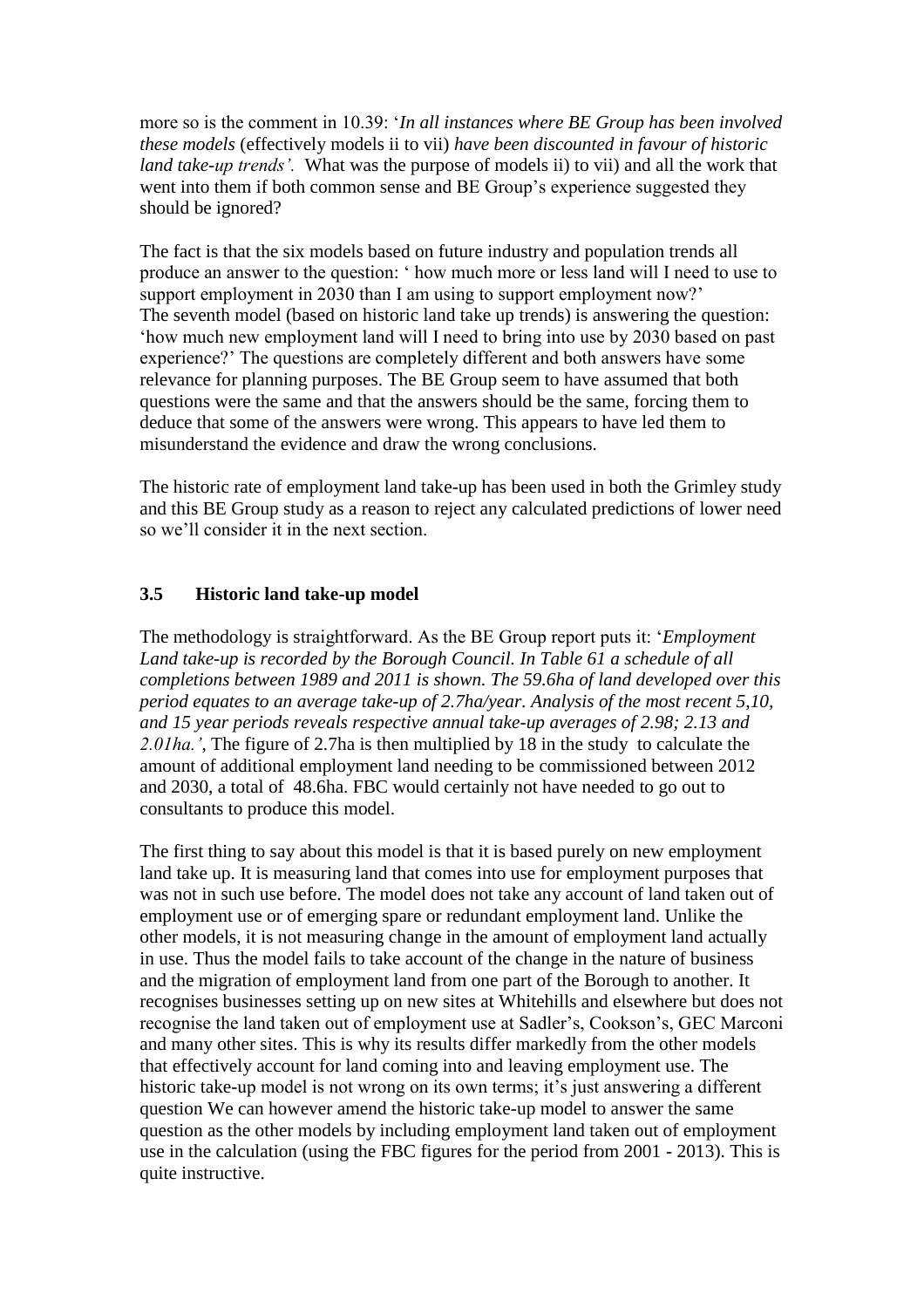more so is the comment in 10.39: '*In all instances where BE Group has been involved these models* (effectively models ii to vii) *have been discounted in favour of historic land take-up trends'.* What was the purpose of models ii) to vii) and all the work that went into them if both common sense and BE Group's experience suggested they should be ignored?

The fact is that the six models based on future industry and population trends all produce an answer to the question: ' how much more or less land will I need to use to support employment in 2030 than I am using to support employment now?' The seventh model (based on historic land take up trends) is answering the question: 'how much new employment land will I need to bring into use by 2030 based on past experience?' The questions are completely different and both answers have some relevance for planning purposes. The BE Group seem to have assumed that both questions were the same and that the answers should be the same, forcing them to deduce that some of the answers were wrong. This appears to have led them to misunderstand the evidence and draw the wrong conclusions.

The historic rate of employment land take-up has been used in both the Grimley study and this BE Group study as a reason to reject any calculated predictions of lower need so we'll consider it in the next section.

### 3.5 Historic land take-up model

The methodology is straightforward. As the BE Group report puts it: '*Employment Land take-up is recorded by the Borough Council. In Table 61 a schedule of all completions between 1989 and 2011 is shown. The 59.6ha of land developed over this period equates to an average take-up of 2.7ha/year. Analysis of the most recent 5,10, and 15 year periods reveals respective annual take-up averages of 2.98; 2.13 and 2.01ha.'*, The figure of 2.7ha is then multiplied by 18 in the study to calculate the amount of additional employment land needing to be commissioned between 2012 and 2030, a total of 48.6ha. FBC would certainly not have needed to go out to consultants to produce this model.

The first thing to say about this model is that it is based purely on new employment land take up. It is measuring land that comes into use for employment purposes that was not in such use before. The model does not take any account of land taken out of employment use or of emerging spare or redundant employment land. Unlike the other models, it is not measuring change in the amount of employment land actually in use. Thus the model fails to take account of the change in the nature of business and the migration of employment land from one part of the Borough to another. It recognises businesses setting up on new sites at Whitehills and elsewhere but does not recognise the land taken out of employment use at Sadler's, Cookson's, GEC Marconi and many other sites. This is why its results differ markedly from the other models that effectively account for land coming into and leaving employment use. The historic take-up model is not wrong on its own terms; it's just answering a different question We can however amend the historic take-up model to answer the same question as the other models by including employment land taken out of employment use in the calculation (using the FBC figures for the period from 2001 - 2013). This is quite instructive.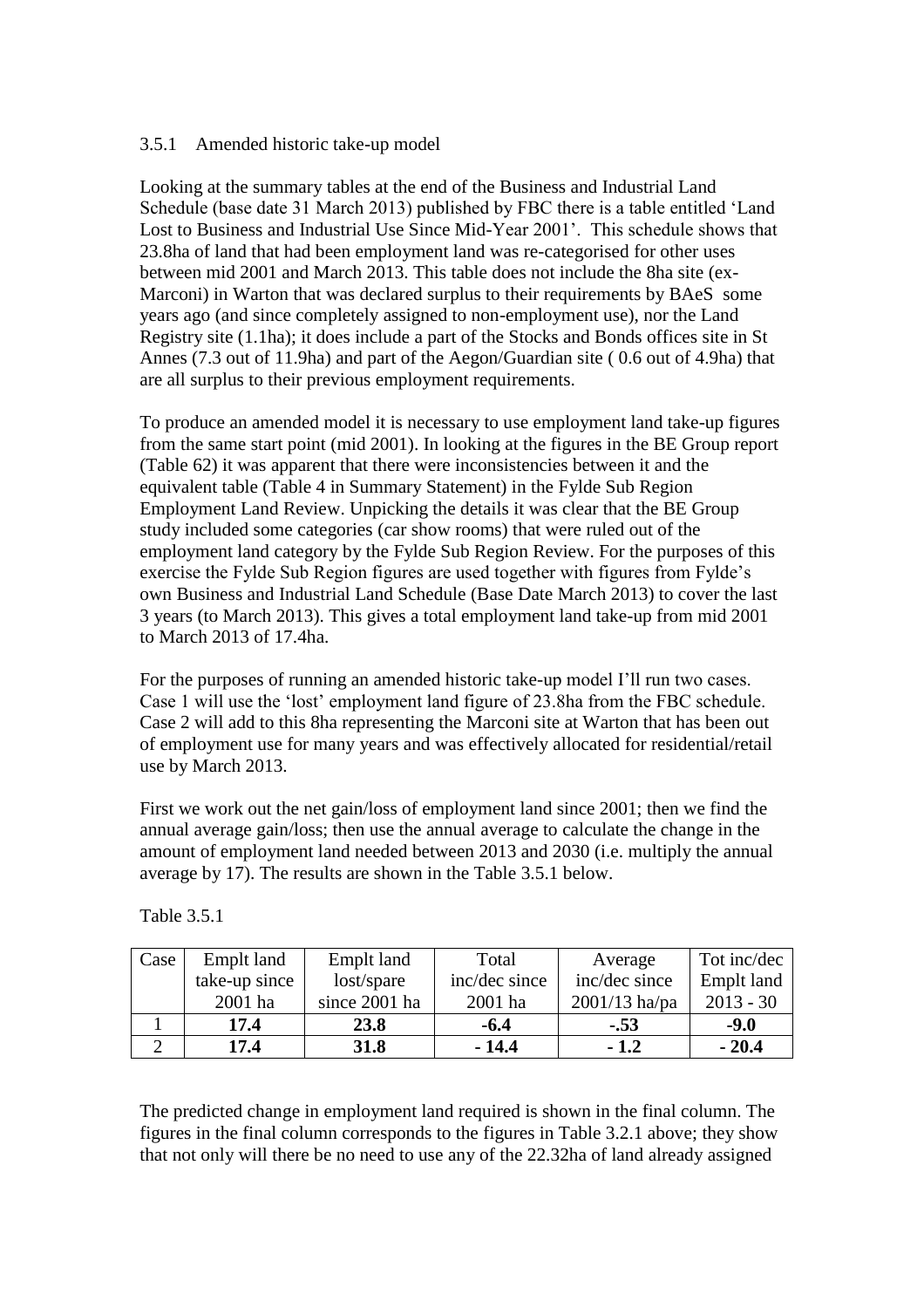### 3.5.1 Amended historic take-up model

Looking at the summary tables at the end of the Business and Industrial Land Schedule (base date 31 March 2013) published by FBC there is a table entitled 'Land Lost to Business and Industrial Use Since Mid-Year 2001'. This schedule shows that 23.8ha of land that had been employment land was re-categorised for other uses between mid 2001 and March 2013. This table does not include the 8ha site (ex-Marconi) in Warton that was declared surplus to their requirements by BAeS some years ago (and since completely assigned to non-employment use), nor the Land Registry site (1.1ha); it does include a part of the Stocks and Bonds offices site in St Annes (7.3 out of 11.9ha) and part of the Aegon/Guardian site ( 0.6 out of 4.9ha) that are all surplus to their previous employment requirements.

To produce an amended model it is necessary to use employment land take-up figures from the same start point (mid 2001). In looking at the figures in the BE Group report (Table 62) it was apparent that there were inconsistencies between it and the equivalent table (Table 4 in Summary Statement) in the Fylde Sub Region Employment Land Review. Unpicking the details it was clear that the BE Group study included some categories (car show rooms) that were ruled out of the employment land category by the Fylde Sub Region Review. For the purposes of this exercise the Fylde Sub Region figures are used together with figures from Fylde's own Business and Industrial Land Schedule (Base Date March 2013) to cover the last 3 years (to March 2013). This gives a total employment land take-up from mid 2001 to March 2013 of 17.4ha.

For the purposes of running an amended historic take-up model I'll run two cases. Case 1 will use the 'lost' employment land figure of 23.8ha from the FBC schedule. Case 2 will add to this 8ha representing the Marconi site at Warton that has been out of employment use for many years and was effectively allocated for residential/retail use by March 2013.

First we work out the net gain/loss of employment land since 2001; then we find the annual average gain/loss; then use the annual average to calculate the change in the amount of employment land needed between 2013 and 2030 (i.e. multiply the annual average by 17). The results are shown in the Table 3.5.1 below.

Table 3.5.1

| Case | Emplt land take-up since 2001 ha | Emplt land lost/spare since 2001 ha | Total inc/dec since 2001 ha | Average inc/dec since 2001/13 ha/pa | Tot inc/dec Emplt land 2013 - 30 |
|---|---|---|---|---|---|
| 1 | **17.4** | **23.8** | **-6.4** | **-.53** | **-9.0** |
| 2 | **17.4** | **31.8** | **- 14.4** | **- 1.2** | **- 20.4** |

The predicted change in employment land required is shown in the final column. The figures in the final column corresponds to the figures in Table 3.2.1 above; they show that not only will there be no need to use any of the 22.32ha of land already assigned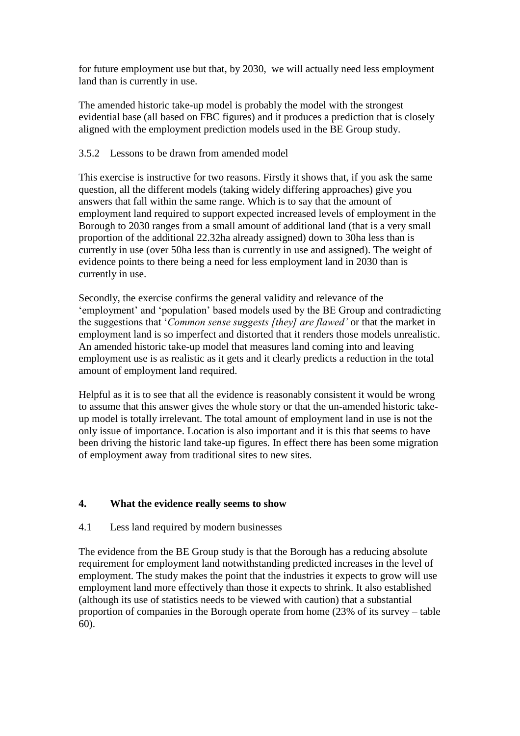for future employment use but that, by 2030, we will actually need less employment land than is currently in use.

The amended historic take-up model is probably the model with the strongest evidential base (all based on FBC figures) and it produces a prediction that is closely aligned with the employment prediction models used in the BE Group study.

3.5.2 Lessons to be drawn from amended model

This exercise is instructive for two reasons. Firstly it shows that, if you ask the same question, all the different models (taking widely differing approaches) give you answers that fall within the same range. Which is to say that the amount of employment land required to support expected increased levels of employment in the Borough to 2030 ranges from a small amount of additional land (that is a very small proportion of the additional 22.32ha already assigned) down to 30ha less than is currently in use (over 50ha less than is currently in use and assigned). The weight of evidence points to there being a need for less employment land in 2030 than is currently in use.

Secondly, the exercise confirms the general validity and relevance of the 'employment' and 'population' based models used by the BE Group and contradicting the suggestions that '*Common sense suggests [they] are flawed'* or that the market in employment land is so imperfect and distorted that it renders those models unrealistic. An amended historic take-up model that measures land coming into and leaving employment use is as realistic as it gets and it clearly predicts a reduction in the total amount of employment land required.

Helpful as it is to see that all the evidence is reasonably consistent it would be wrong to assume that this answer gives the whole story or that the un-amended historic take-up model is totally irrelevant. The total amount of employment land in use is not the only issue of importance. Location is also important and it is this that seems to have been driving the historic land take-up figures. In effect there has been some migration of employment away from traditional sites to new sites.

## 4. What the evidence really seems to show

4.1 Less land required by modern businesses

The evidence from the BE Group study is that the Borough has a reducing absolute requirement for employment land notwithstanding predicted increases in the level of employment. The study makes the point that the industries it expects to grow will use employment land more effectively than those it expects to shrink. It also established (although its use of statistics needs to be viewed with caution) that a substantial proportion of companies in the Borough operate from home (23% of its survey – table 60).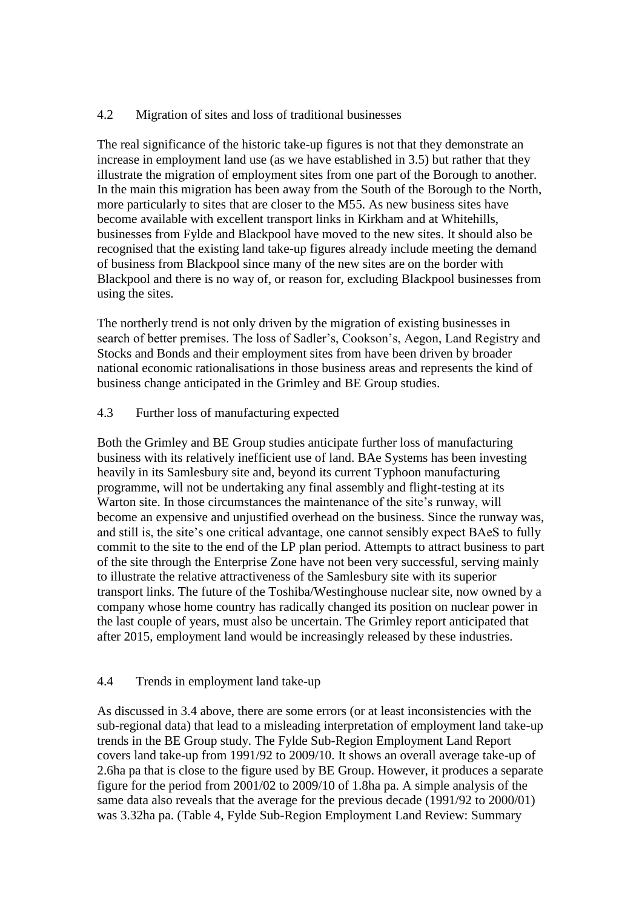## 4.2 Migration of sites and loss of traditional businesses

The real significance of the historic take-up figures is not that they demonstrate an increase in employment land use (as we have established in 3.5) but rather that they illustrate the migration of employment sites from one part of the Borough to another. In the main this migration has been away from the South of the Borough to the North, more particularly to sites that are closer to the M55. As new business sites have become available with excellent transport links in Kirkham and at Whitehills, businesses from Fylde and Blackpool have moved to the new sites. It should also be recognised that the existing land take-up figures already include meeting the demand of business from Blackpool since many of the new sites are on the border with Blackpool and there is no way of, or reason for, excluding Blackpool businesses from using the sites.

The northerly trend is not only driven by the migration of existing businesses in search of better premises. The loss of Sadler's, Cookson's, Aegon, Land Registry and Stocks and Bonds and their employment sites from have been driven by broader national economic rationalisations in those business areas and represents the kind of business change anticipated in the Grimley and BE Group studies.

## 4.3 Further loss of manufacturing expected

Both the Grimley and BE Group studies anticipate further loss of manufacturing business with its relatively inefficient use of land. BAe Systems has been investing heavily in its Samlesbury site and, beyond its current Typhoon manufacturing programme, will not be undertaking any final assembly and flight-testing at its Warton site. In those circumstances the maintenance of the site's runway, will become an expensive and unjustified overhead on the business. Since the runway was, and still is, the site's one critical advantage, one cannot sensibly expect BAeS to fully commit to the site to the end of the LP plan period. Attempts to attract business to part of the site through the Enterprise Zone have not been very successful, serving mainly to illustrate the relative attractiveness of the Samlesbury site with its superior transport links. The future of the Toshiba/Westinghouse nuclear site, now owned by a company whose home country has radically changed its position on nuclear power in the last couple of years, must also be uncertain. The Grimley report anticipated that after 2015, employment land would be increasingly released by these industries.

## 4.4 Trends in employment land take-up

As discussed in 3.4 above, there are some errors (or at least inconsistencies with the sub-regional data) that lead to a misleading interpretation of employment land take-up trends in the BE Group study. The Fylde Sub-Region Employment Land Report covers land take-up from 1991/92 to 2009/10. It shows an overall average take-up of 2.6ha pa that is close to the figure used by BE Group. However, it produces a separate figure for the period from 2001/02 to 2009/10 of 1.8ha pa. A simple analysis of the same data also reveals that the average for the previous decade (1991/92 to 2000/01) was 3.32ha pa. (Table 4, Fylde Sub-Region Employment Land Review: Summary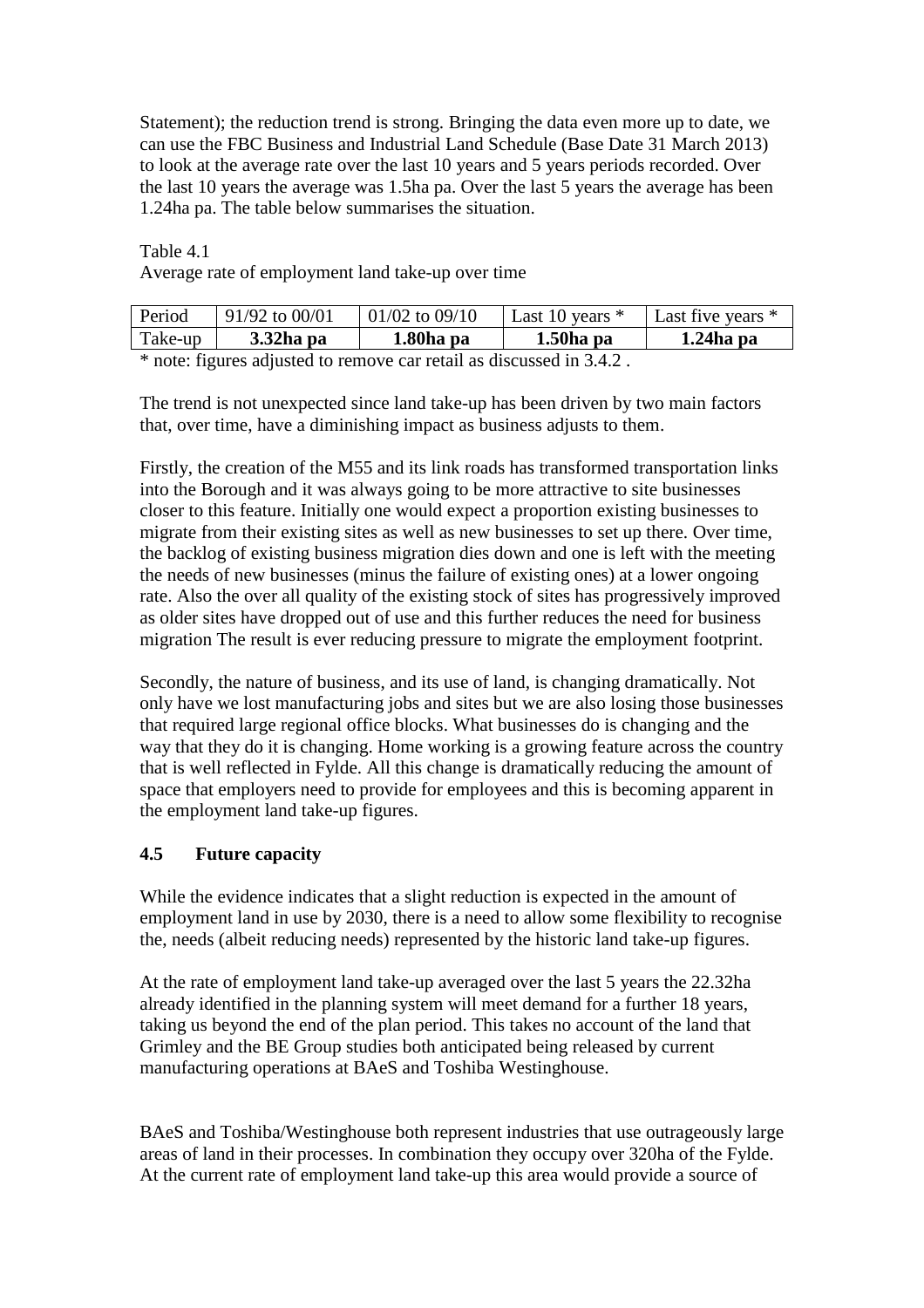Statement); the reduction trend is strong. Bringing the data even more up to date, we can use the FBC Business and Industrial Land Schedule (Base Date 31 March 2013) to look at the average rate over the last 10 years and 5 years periods recorded. Over the last 10 years the average was 1.5ha pa. Over the last 5 years the average has been 1.24ha pa. The table below summarises the situation.

Table 4.1
Average rate of employment land take-up over time

| Period | 91/92 to 00/01 | 01/02 to 09/10 | Last 10 years * | Last five years * |
|---|---|---|---|---|
| Take-up | **3.32ha pa** | **1.80ha pa** | **1.50ha pa** | **1.24ha pa** |

* note: figures adjusted to remove car retail as discussed in 3.4.2 .

The trend is not unexpected since land take-up has been driven by two main factors that, over time, have a diminishing impact as business adjusts to them.

Firstly, the creation of the M55 and its link roads has transformed transportation links into the Borough and it was always going to be more attractive to site businesses closer to this feature. Initially one would expect a proportion existing businesses to migrate from their existing sites as well as new businesses to set up there. Over time, the backlog of existing business migration dies down and one is left with the meeting the needs of new businesses (minus the failure of existing ones) at a lower ongoing rate. Also the over all quality of the existing stock of sites has progressively improved as older sites have dropped out of use and this further reduces the need for business migration The result is ever reducing pressure to migrate the employment footprint.

Secondly, the nature of business, and its use of land, is changing dramatically. Not only have we lost manufacturing jobs and sites but we are also losing those businesses that required large regional office blocks. What businesses do is changing and the way that they do it is changing. Home working is a growing feature across the country that is well reflected in Fylde. All this change is dramatically reducing the amount of space that employers need to provide for employees and this is becoming apparent in the employment land take-up figures.

## 4.5 Future capacity

While the evidence indicates that a slight reduction is expected in the amount of employment land in use by 2030, there is a need to allow some flexibility to recognise the, needs (albeit reducing needs) represented by the historic land take-up figures.

At the rate of employment land take-up averaged over the last 5 years the 22.32ha already identified in the planning system will meet demand for a further 18 years, taking us beyond the end of the plan period. This takes no account of the land that Grimley and the BE Group studies both anticipated being released by current manufacturing operations at BAeS and Toshiba Westinghouse.

BAeS and Toshiba/Westinghouse both represent industries that use outrageously large areas of land in their processes. In combination they occupy over 320ha of the Fylde. At the current rate of employment land take-up this area would provide a source of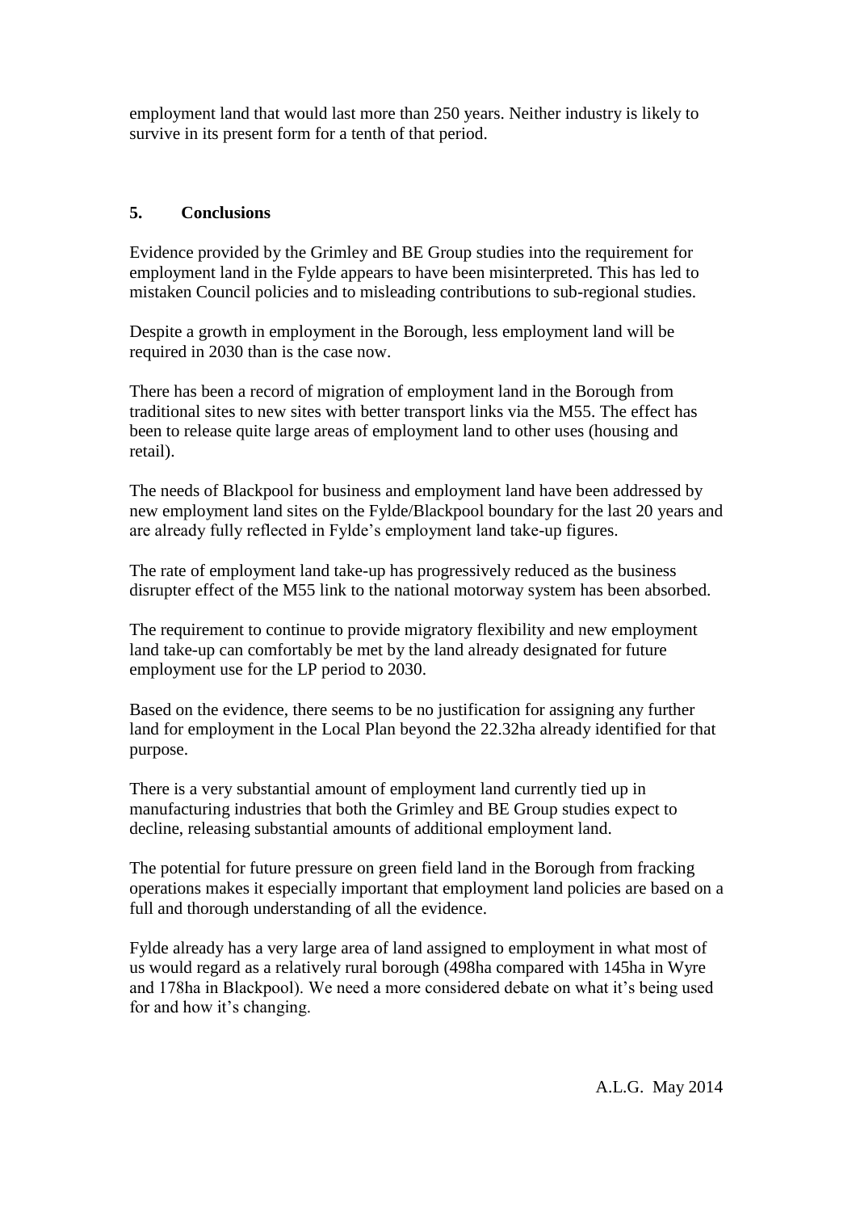employment land that would last more than 250 years. Neither industry is likely to survive in its present form for a tenth of that period.

## 5. Conclusions

Evidence provided by the Grimley and BE Group studies into the requirement for employment land in the Fylde appears to have been misinterpreted. This has led to mistaken Council policies and to misleading contributions to sub-regional studies.

Despite a growth in employment in the Borough, less employment land will be required in 2030 than is the case now.

There has been a record of migration of employment land in the Borough from traditional sites to new sites with better transport links via the M55. The effect has been to release quite large areas of employment land to other uses (housing and retail).

The needs of Blackpool for business and employment land have been addressed by new employment land sites on the Fylde/Blackpool boundary for the last 20 years and are already fully reflected in Fylde's employment land take-up figures.

The rate of employment land take-up has progressively reduced as the business disrupter effect of the M55 link to the national motorway system has been absorbed.

The requirement to continue to provide migratory flexibility and new employment land take-up can comfortably be met by the land already designated for future employment use for the LP period to 2030.

Based on the evidence, there seems to be no justification for assigning any further land for employment in the Local Plan beyond the 22.32ha already identified for that purpose.

There is a very substantial amount of employment land currently tied up in manufacturing industries that both the Grimley and BE Group studies expect to decline, releasing substantial amounts of additional employment land.

The potential for future pressure on green field land in the Borough from fracking operations makes it especially important that employment land policies are based on a full and thorough understanding of all the evidence.

Fylde already has a very large area of land assigned to employment in what most of us would regard as a relatively rural borough (498ha compared with 145ha in Wyre and 178ha in Blackpool). We need a more considered debate on what it's being used for and how it's changing.

A.L.G. May 2014